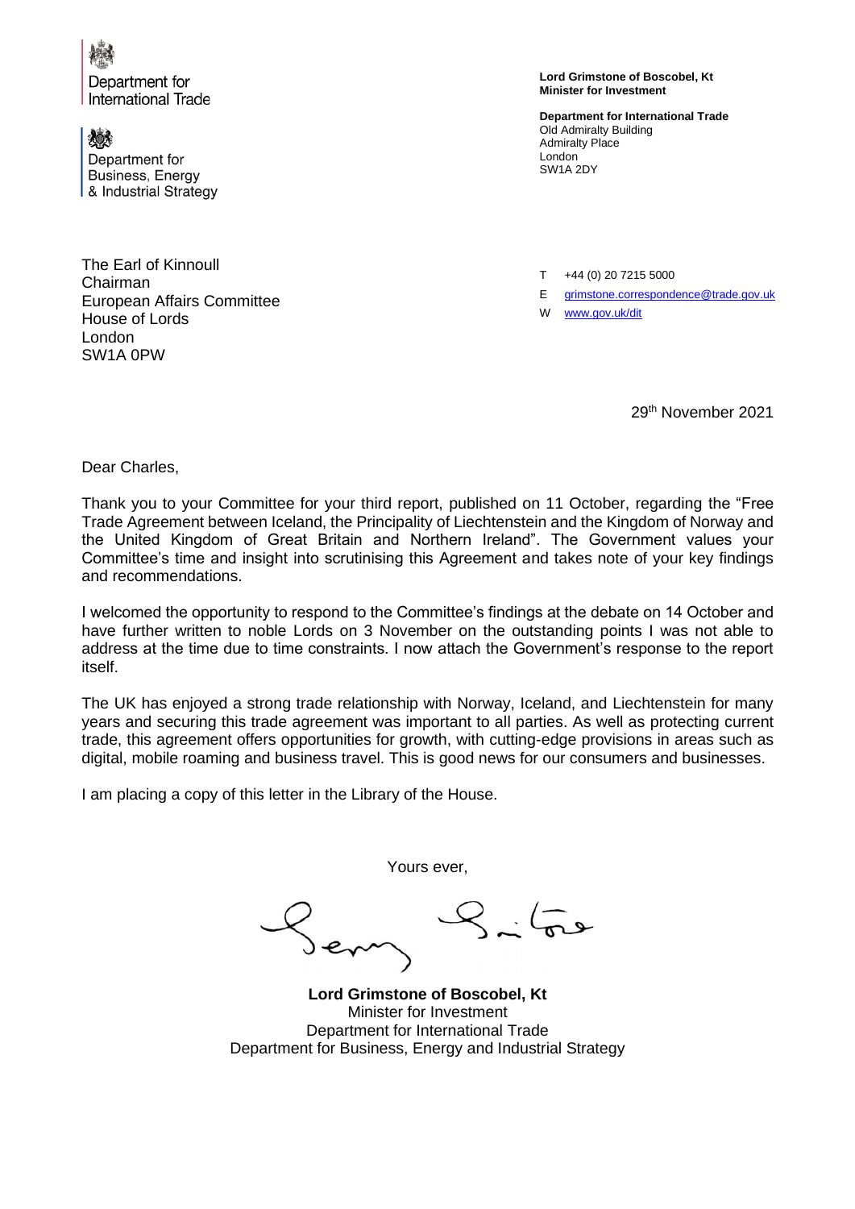Department for International Trade

Department for Business, Energy & Industrial Strategy

**Lord Grimstone of Boscobel, Kt**
**Minister for Investment**

**Department for International Trade**
Old Admiralty Building
Admiralty Place
London
SW1A 2DY

The Earl of Kinnoull
Chairman
European Affairs Committee
House of Lords
London
SW1A 0PW

T +44 (0) 20 7215 5000
E grimstone.correspondence@trade.gov.uk
W www.gov.uk/dit

29th November 2021

Dear Charles,

Thank you to your Committee for your third report, published on 11 October, regarding the "Free Trade Agreement between Iceland, the Principality of Liechtenstein and the Kingdom of Norway and the United Kingdom of Great Britain and Northern Ireland". The Government values your Committee's time and insight into scrutinising this Agreement and takes note of your key findings and recommendations.

I welcomed the opportunity to respond to the Committee's findings at the debate on 14 October and have further written to noble Lords on 3 November on the outstanding points I was not able to address at the time due to time constraints. I now attach the Government's response to the report itself.

The UK has enjoyed a strong trade relationship with Norway, Iceland, and Liechtenstein for many years and securing this trade agreement was important to all parties. As well as protecting current trade, this agreement offers opportunities for growth, with cutting-edge provisions in areas such as digital, mobile roaming and business travel. This is good news for our consumers and businesses.

I am placing a copy of this letter in the Library of the House.

Yours ever,

**Lord Grimstone of Boscobel, Kt**
Minister for Investment
Department for International Trade
Department for Business, Energy and Industrial Strategy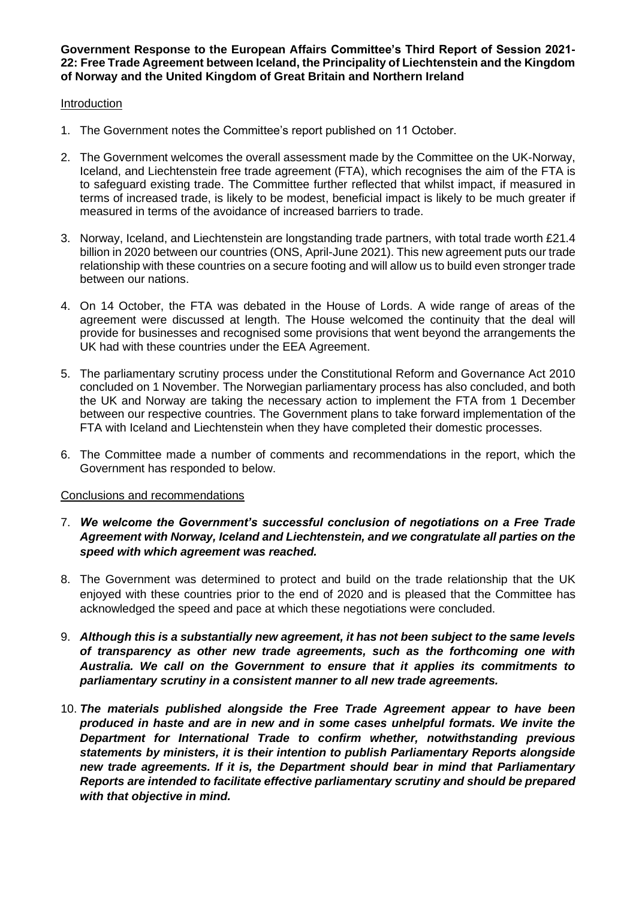**Government Response to the European Affairs Committee's Third Report of Session 2021-22: Free Trade Agreement between Iceland, the Principality of Liechtenstein and the Kingdom of Norway and the United Kingdom of Great Britain and Northern Ireland**

Introduction

1. The Government notes the Committee's report published on 11 October.

2. The Government welcomes the overall assessment made by the Committee on the UK-Norway, Iceland, and Liechtenstein free trade agreement (FTA), which recognises the aim of the FTA is to safeguard existing trade. The Committee further reflected that whilst impact, if measured in terms of increased trade, is likely to be modest, beneficial impact is likely to be much greater if measured in terms of the avoidance of increased barriers to trade.

3. Norway, Iceland, and Liechtenstein are longstanding trade partners, with total trade worth £21.4 billion in 2020 between our countries (ONS, April-June 2021). This new agreement puts our trade relationship with these countries on a secure footing and will allow us to build even stronger trade between our nations.

4. On 14 October, the FTA was debated in the House of Lords. A wide range of areas of the agreement were discussed at length. The House welcomed the continuity that the deal will provide for businesses and recognised some provisions that went beyond the arrangements the UK had with these countries under the EEA Agreement.

5. The parliamentary scrutiny process under the Constitutional Reform and Governance Act 2010 concluded on 1 November. The Norwegian parliamentary process has also concluded, and both the UK and Norway are taking the necessary action to implement the FTA from 1 December between our respective countries. The Government plans to take forward implementation of the FTA with Iceland and Liechtenstein when they have completed their domestic processes.

6. The Committee made a number of comments and recommendations in the report, which the Government has responded to below.

Conclusions and recommendations

7. ***We welcome the Government's successful conclusion of negotiations on a Free Trade Agreement with Norway, Iceland and Liechtenstein, and we congratulate all parties on the speed with which agreement was reached.***

8. The Government was determined to protect and build on the trade relationship that the UK enjoyed with these countries prior to the end of 2020 and is pleased that the Committee has acknowledged the speed and pace at which these negotiations were concluded.

9. ***Although this is a substantially new agreement, it has not been subject to the same levels of transparency as other new trade agreements, such as the forthcoming one with Australia. We call on the Government to ensure that it applies its commitments to parliamentary scrutiny in a consistent manner to all new trade agreements.***

10. ***The materials published alongside the Free Trade Agreement appear to have been produced in haste and are in new and in some cases unhelpful formats. We invite the Department for International Trade to confirm whether, notwithstanding previous statements by ministers, it is their intention to publish Parliamentary Reports alongside new trade agreements. If it is, the Department should bear in mind that Parliamentary Reports are intended to facilitate effective parliamentary scrutiny and should be prepared with that objective in mind.***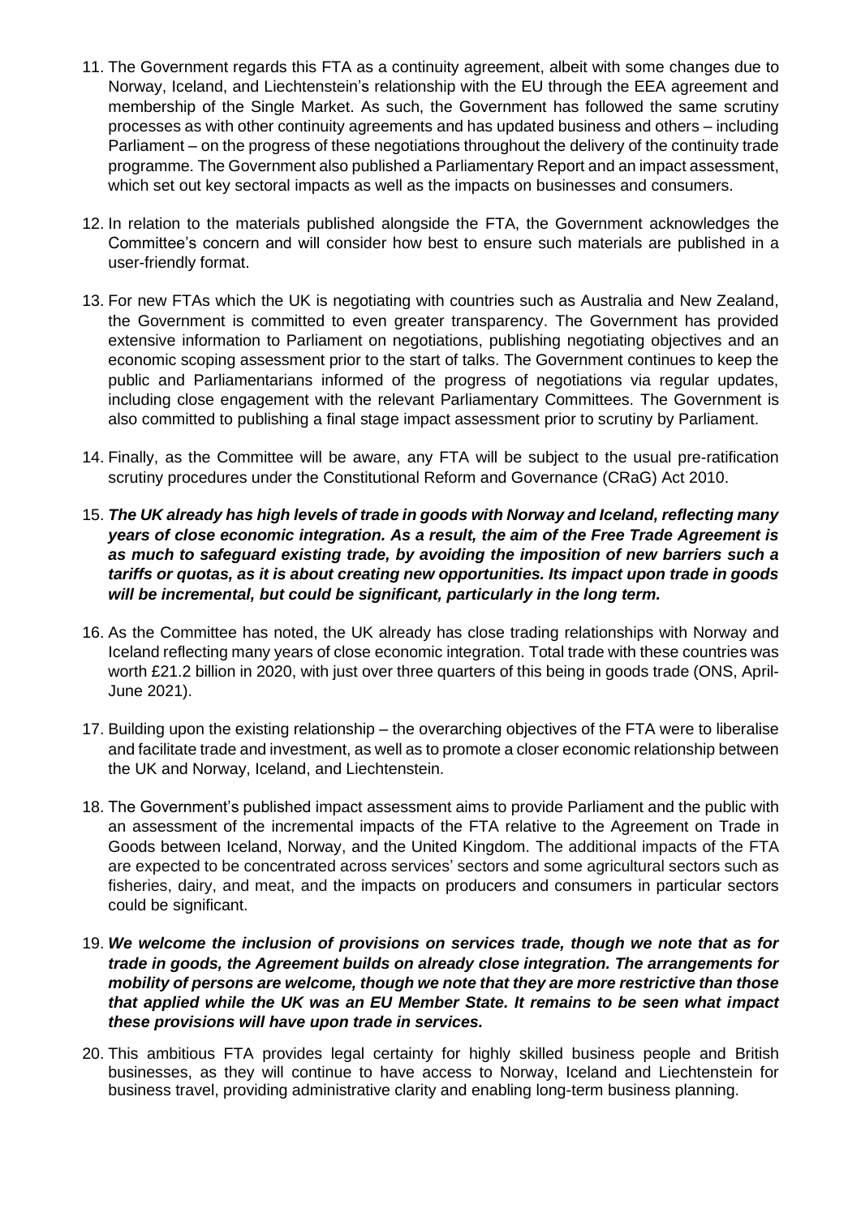11. The Government regards this FTA as a continuity agreement, albeit with some changes due to Norway, Iceland, and Liechtenstein's relationship with the EU through the EEA agreement and membership of the Single Market. As such, the Government has followed the same scrutiny processes as with other continuity agreements and has updated business and others – including Parliament – on the progress of these negotiations throughout the delivery of the continuity trade programme. The Government also published a Parliamentary Report and an impact assessment, which set out key sectoral impacts as well as the impacts on businesses and consumers.

12. In relation to the materials published alongside the FTA, the Government acknowledges the Committee's concern and will consider how best to ensure such materials are published in a user-friendly format.

13. For new FTAs which the UK is negotiating with countries such as Australia and New Zealand, the Government is committed to even greater transparency. The Government has provided extensive information to Parliament on negotiations, publishing negotiating objectives and an economic scoping assessment prior to the start of talks. The Government continues to keep the public and Parliamentarians informed of the progress of negotiations via regular updates, including close engagement with the relevant Parliamentary Committees. The Government is also committed to publishing a final stage impact assessment prior to scrutiny by Parliament.

14. Finally, as the Committee will be aware, any FTA will be subject to the usual pre-ratification scrutiny procedures under the Constitutional Reform and Governance (CRaG) Act 2010.

15. ***The UK already has high levels of trade in goods with Norway and Iceland, reflecting many years of close economic integration. As a result, the aim of the Free Trade Agreement is as much to safeguard existing trade, by avoiding the imposition of new barriers such a tariffs or quotas, as it is about creating new opportunities. Its impact upon trade in goods will be incremental, but could be significant, particularly in the long term.***

16. As the Committee has noted, the UK already has close trading relationships with Norway and Iceland reflecting many years of close economic integration. Total trade with these countries was worth £21.2 billion in 2020, with just over three quarters of this being in goods trade (ONS, April-June 2021).

17. Building upon the existing relationship – the overarching objectives of the FTA were to liberalise and facilitate trade and investment, as well as to promote a closer economic relationship between the UK and Norway, Iceland, and Liechtenstein.

18. The Government's published impact assessment aims to provide Parliament and the public with an assessment of the incremental impacts of the FTA relative to the Agreement on Trade in Goods between Iceland, Norway, and the United Kingdom. The additional impacts of the FTA are expected to be concentrated across services' sectors and some agricultural sectors such as fisheries, dairy, and meat, and the impacts on producers and consumers in particular sectors could be significant.

19. ***We welcome the inclusion of provisions on services trade, though we note that as for trade in goods, the Agreement builds on already close integration. The arrangements for mobility of persons are welcome, though we note that they are more restrictive than those that applied while the UK was an EU Member State. It remains to be seen what impact these provisions will have upon trade in services.***

20. This ambitious FTA provides legal certainty for highly skilled business people and British businesses, as they will continue to have access to Norway, Iceland and Liechtenstein for business travel, providing administrative clarity and enabling long-term business planning.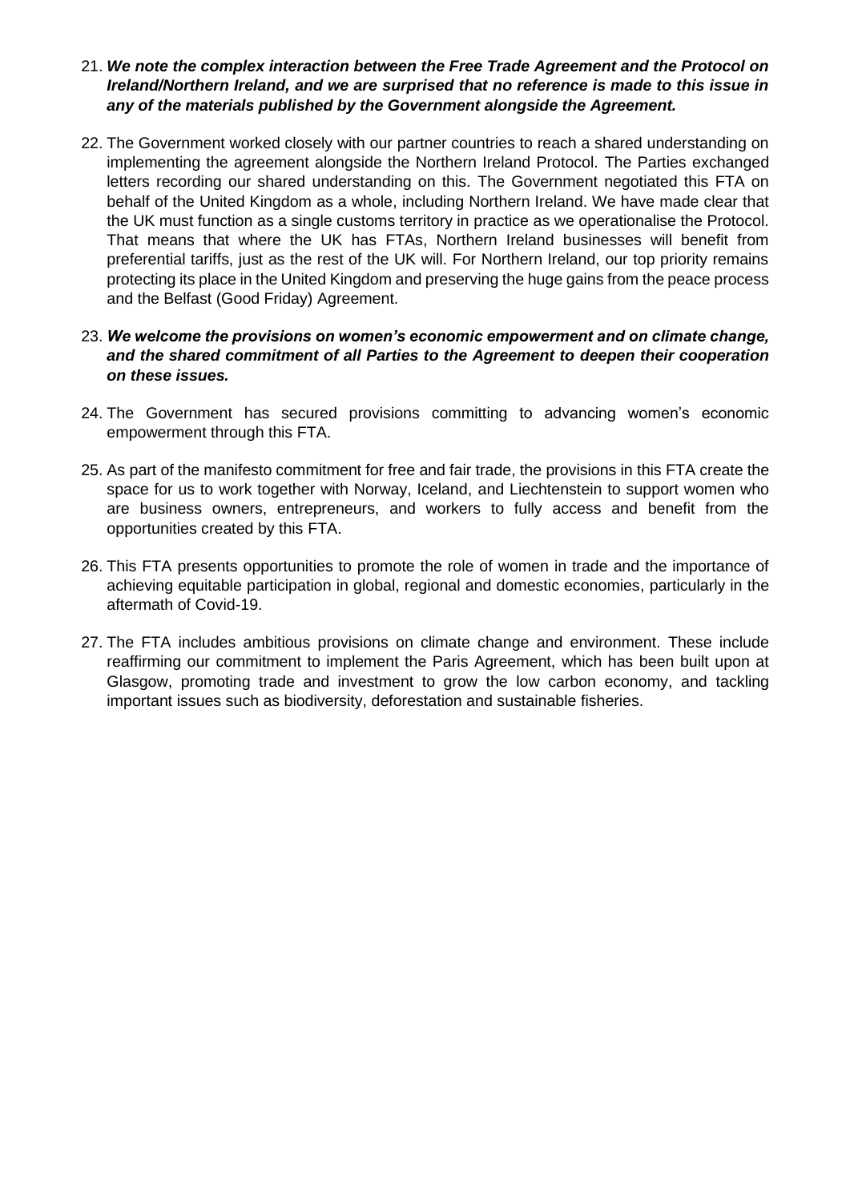21. ***We note the complex interaction between the Free Trade Agreement and the Protocol on Ireland/Northern Ireland, and we are surprised that no reference is made to this issue in any of the materials published by the Government alongside the Agreement.***

22. The Government worked closely with our partner countries to reach a shared understanding on implementing the agreement alongside the Northern Ireland Protocol. The Parties exchanged letters recording our shared understanding on this. The Government negotiated this FTA on behalf of the United Kingdom as a whole, including Northern Ireland. We have made clear that the UK must function as a single customs territory in practice as we operationalise the Protocol. That means that where the UK has FTAs, Northern Ireland businesses will benefit from preferential tariffs, just as the rest of the UK will. For Northern Ireland, our top priority remains protecting its place in the United Kingdom and preserving the huge gains from the peace process and the Belfast (Good Friday) Agreement.

23. ***We welcome the provisions on women's economic empowerment and on climate change, and the shared commitment of all Parties to the Agreement to deepen their cooperation on these issues.***

24. The Government has secured provisions committing to advancing women's economic empowerment through this FTA.

25. As part of the manifesto commitment for free and fair trade, the provisions in this FTA create the space for us to work together with Norway, Iceland, and Liechtenstein to support women who are business owners, entrepreneurs, and workers to fully access and benefit from the opportunities created by this FTA.

26. This FTA presents opportunities to promote the role of women in trade and the importance of achieving equitable participation in global, regional and domestic economies, particularly in the aftermath of Covid-19.

27. The FTA includes ambitious provisions on climate change and environment. These include reaffirming our commitment to implement the Paris Agreement, which has been built upon at Glasgow, promoting trade and investment to grow the low carbon economy, and tackling important issues such as biodiversity, deforestation and sustainable fisheries.